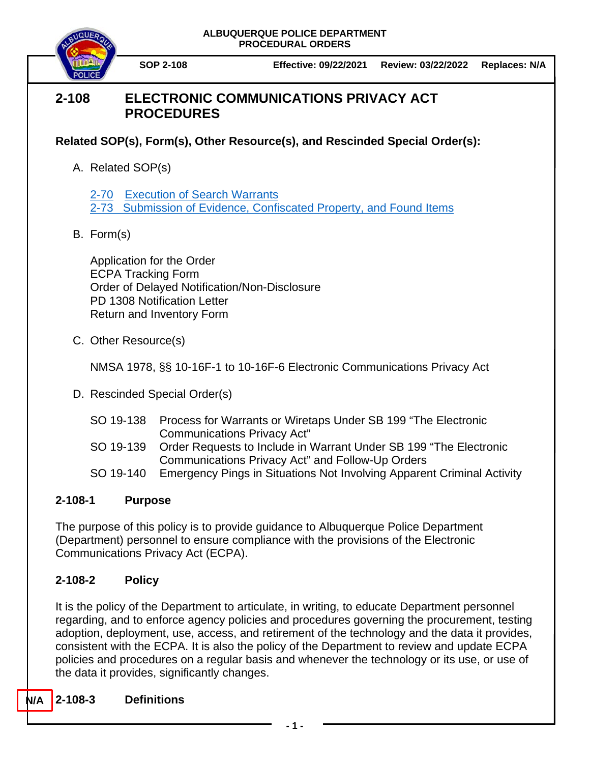ALBUQUERQUE POLICE DEPARTMENT
PROCEDURAL ORDERS

**SOP 2-108** **Effective: 09/22/2021** **Review: 03/22/2022** **Replaces: N/A**

# 2-108 ELECTRONIC COMMUNICATIONS PRIVACY ACT PROCEDURES

**Related SOP(s), Form(s), Other Resource(s), and Rescinded Special Order(s):**

A. Related SOP(s)

2-70 Execution of Search Warrants
2-73 Submission of Evidence, Confiscated Property, and Found Items

B. Form(s)

Application for the Order
ECPA Tracking Form
Order of Delayed Notification/Non-Disclosure
PD 1308 Notification Letter
Return and Inventory Form

C. Other Resource(s)

NMSA 1978, §§ 10-16F-1 to 10-16F-6 Electronic Communications Privacy Act

D. Rescinded Special Order(s)

SO 19-138 Process for Warrants or Wiretaps Under SB 199 "The Electronic Communications Privacy Act"
SO 19-139 Order Requests to Include in Warrant Under SB 199 "The Electronic Communications Privacy Act" and Follow-Up Orders
SO 19-140 Emergency Pings in Situations Not Involving Apparent Criminal Activity

## 2-108-1 Purpose

The purpose of this policy is to provide guidance to Albuquerque Police Department (Department) personnel to ensure compliance with the provisions of the Electronic Communications Privacy Act (ECPA).

## 2-108-2 Policy

It is the policy of the Department to articulate, in writing, to educate Department personnel regarding, and to enforce agency policies and procedures governing the procurement, testing adoption, deployment, use, access, and retirement of the technology and the data it provides, consistent with the ECPA. It is also the policy of the Department to review and update ECPA policies and procedures on a regular basis and whenever the technology or its use, or use of the data it provides, significantly changes.

N/A

## 2-108-3 Definitions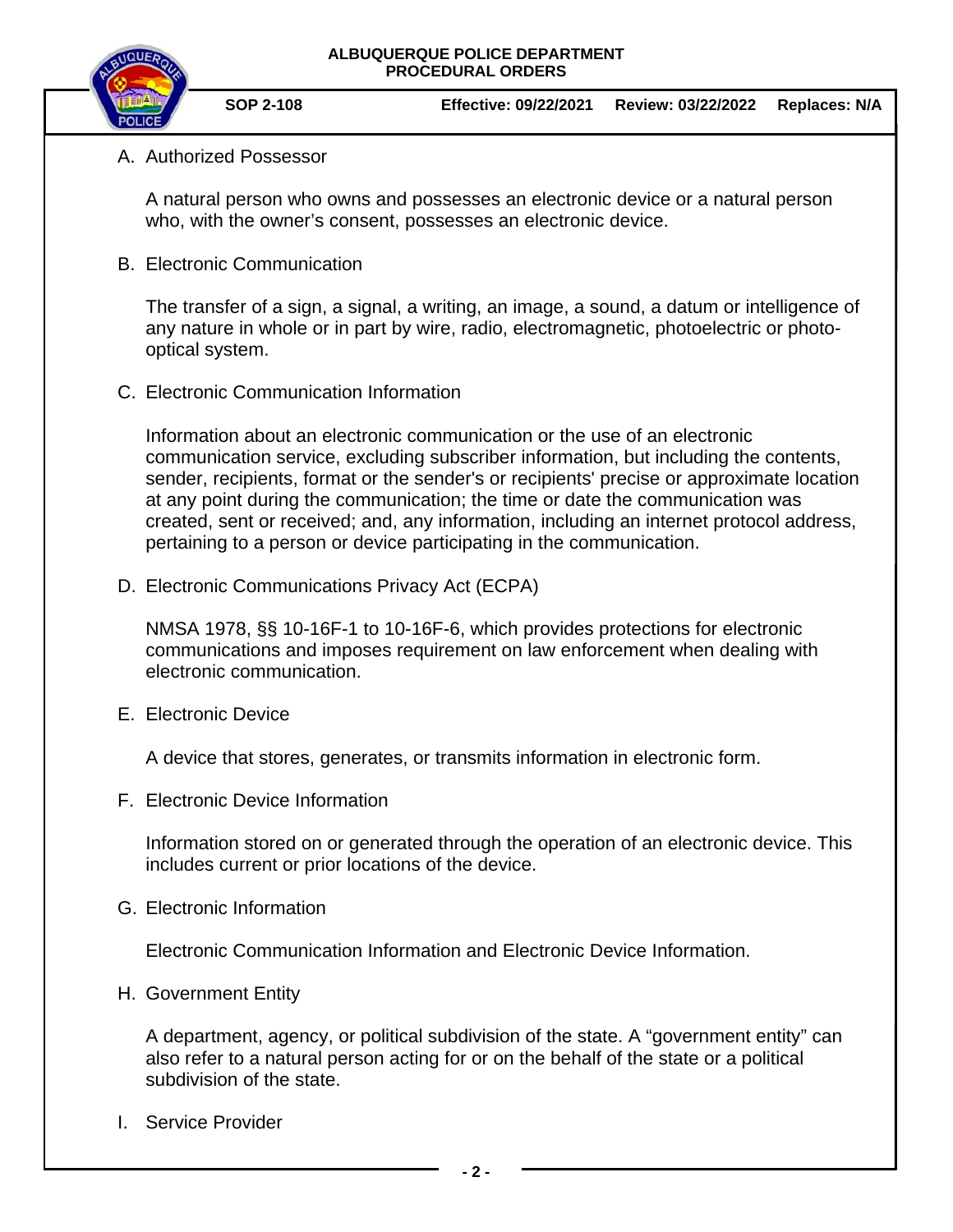A. Authorized Possessor

   A natural person who owns and possesses an electronic device or a natural person who, with the owner's consent, possesses an electronic device.

B. Electronic Communication

   The transfer of a sign, a signal, a writing, an image, a sound, a datum or intelligence of any nature in whole or in part by wire, radio, electromagnetic, photoelectric or photo-optical system.

C. Electronic Communication Information

   Information about an electronic communication or the use of an electronic communication service, excluding subscriber information, but including the contents, sender, recipients, format or the sender's or recipients' precise or approximate location at any point during the communication; the time or date the communication was created, sent or received; and, any information, including an internet protocol address, pertaining to a person or device participating in the communication.

D. Electronic Communications Privacy Act (ECPA)

   NMSA 1978, §§ 10-16F-1 to 10-16F-6, which provides protections for electronic communications and imposes requirement on law enforcement when dealing with electronic communication.

E. Electronic Device

   A device that stores, generates, or transmits information in electronic form.

F. Electronic Device Information

   Information stored on or generated through the operation of an electronic device. This includes current or prior locations of the device.

G. Electronic Information

   Electronic Communication Information and Electronic Device Information.

H. Government Entity

   A department, agency, or political subdivision of the state. A "government entity" can also refer to a natural person acting for or on the behalf of the state or a political subdivision of the state.

I. Service Provider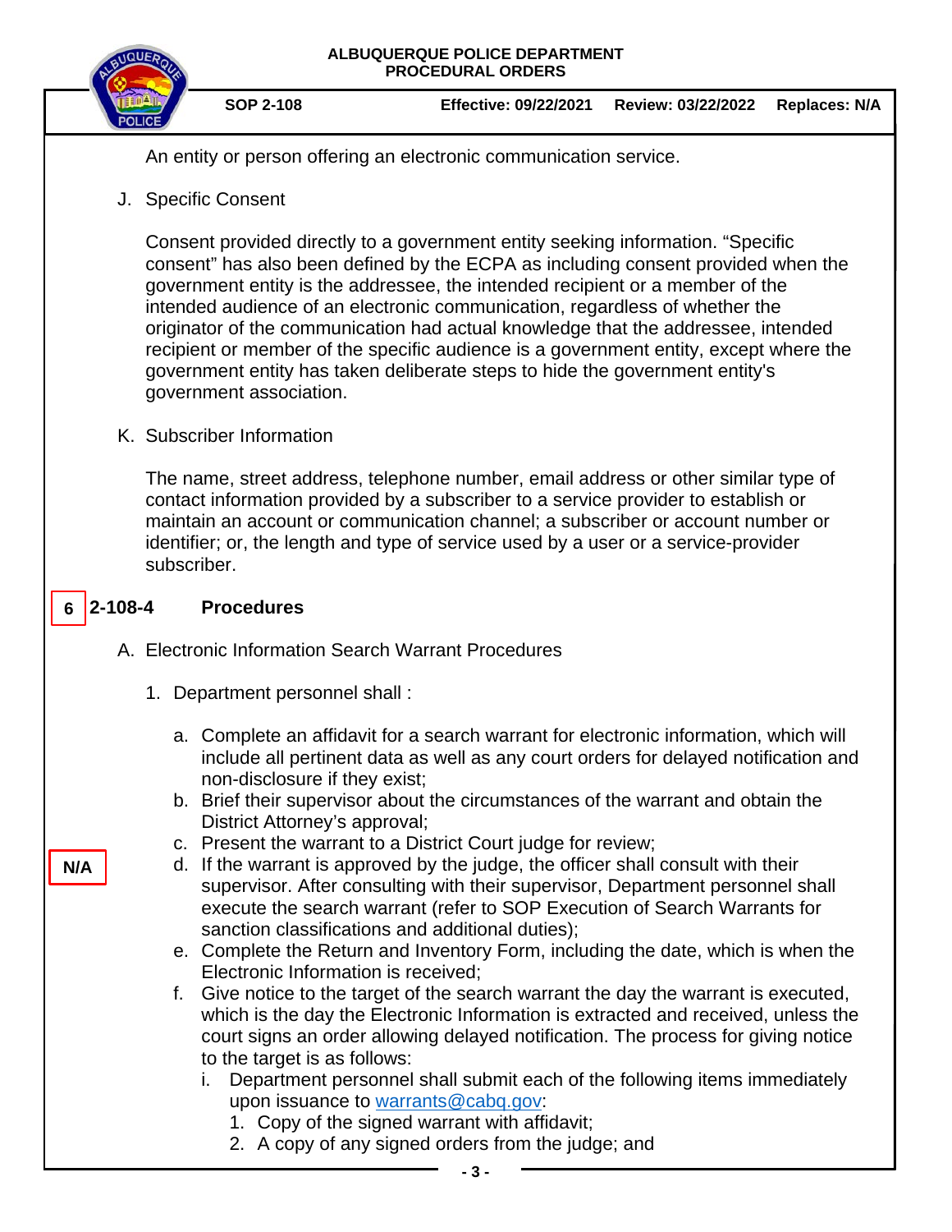An entity or person offering an electronic communication service.

J. Specific Consent

Consent provided directly to a government entity seeking information. "Specific consent" has also been defined by the ECPA as including consent provided when the government entity is the addressee, the intended recipient or a member of the intended audience of an electronic communication, regardless of whether the originator of the communication had actual knowledge that the addressee, intended recipient or member of the specific audience is a government entity, except where the government entity has taken deliberate steps to hide the government entity's government association.

K. Subscriber Information

The name, street address, telephone number, email address or other similar type of contact information provided by a subscriber to a service provider to establish or maintain an account or communication channel; a subscriber or account number or identifier; or, the length and type of service used by a user or a service-provider subscriber.

## 6 2-108-4 Procedures

A. Electronic Information Search Warrant Procedures

N/A

1. Department personnel shall :

   a. Complete an affidavit for a search warrant for electronic information, which will include all pertinent data as well as any court orders for delayed notification and non-disclosure if they exist;
   b. Brief their supervisor about the circumstances of the warrant and obtain the District Attorney's approval;
   c. Present the warrant to a District Court judge for review;
   d. If the warrant is approved by the judge, the officer shall consult with their supervisor. After consulting with their supervisor, Department personnel shall execute the search warrant (refer to SOP Execution of Search Warrants for sanction classifications and additional duties);
   e. Complete the Return and Inventory Form, including the date, which is when the Electronic Information is received;
   f. Give notice to the target of the search warrant the day the warrant is executed, which is the day the Electronic Information is extracted and received, unless the court signs an order allowing delayed notification. The process for giving notice to the target is as follows:
      i. Department personnel shall submit each of the following items immediately upon issuance to warrants@cabq.gov:
         1. Copy of the signed warrant with affidavit;
         2. A copy of any signed orders from the judge; and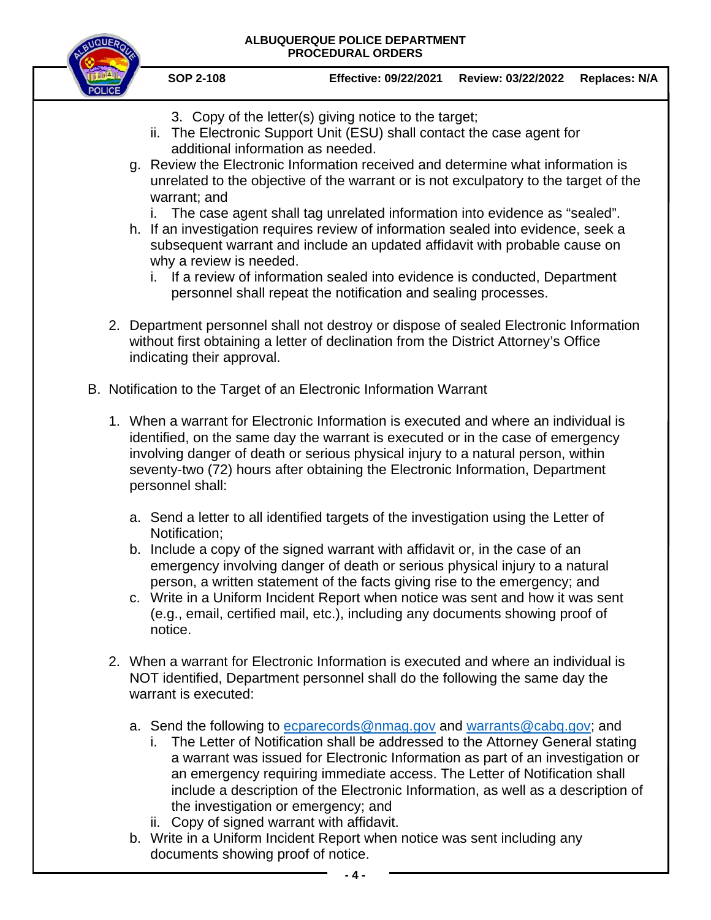3. Copy of the letter(s) giving notice to the target;

   ii. The Electronic Support Unit (ESU) shall contact the case agent for additional information as needed.

g. Review the Electronic Information received and determine what information is unrelated to the objective of the warrant or is not exculpatory to the target of the warrant; and

   i. The case agent shall tag unrelated information into evidence as "sealed".

h. If an investigation requires review of information sealed into evidence, seek a subsequent warrant and include an updated affidavit with probable cause on why a review is needed.

   i. If a review of information sealed into evidence is conducted, Department personnel shall repeat the notification and sealing processes.

2. Department personnel shall not destroy or dispose of sealed Electronic Information without first obtaining a letter of declination from the District Attorney's Office indicating their approval.

B. Notification to the Target of an Electronic Information Warrant

1. When a warrant for Electronic Information is executed and where an individual is identified, on the same day the warrant is executed or in the case of emergency involving danger of death or serious physical injury to a natural person, within seventy-two (72) hours after obtaining the Electronic Information, Department personnel shall:

   a. Send a letter to all identified targets of the investigation using the Letter of Notification;
   b. Include a copy of the signed warrant with affidavit or, in the case of an emergency involving danger of death or serious physical injury to a natural person, a written statement of the facts giving rise to the emergency; and
   c. Write in a Uniform Incident Report when notice was sent and how it was sent (e.g., email, certified mail, etc.), including any documents showing proof of notice.

2. When a warrant for Electronic Information is executed and where an individual is NOT identified, Department personnel shall do the following the same day the warrant is executed:

   a. Send the following to ecparecords@nmag.gov and warrants@cabq.gov; and
      i. The Letter of Notification shall be addressed to the Attorney General stating a warrant was issued for Electronic Information as part of an investigation or an emergency requiring immediate access. The Letter of Notification shall include a description of the Electronic Information, as well as a description of the investigation or emergency; and
      ii. Copy of signed warrant with affidavit.
   b. Write in a Uniform Incident Report when notice was sent including any documents showing proof of notice.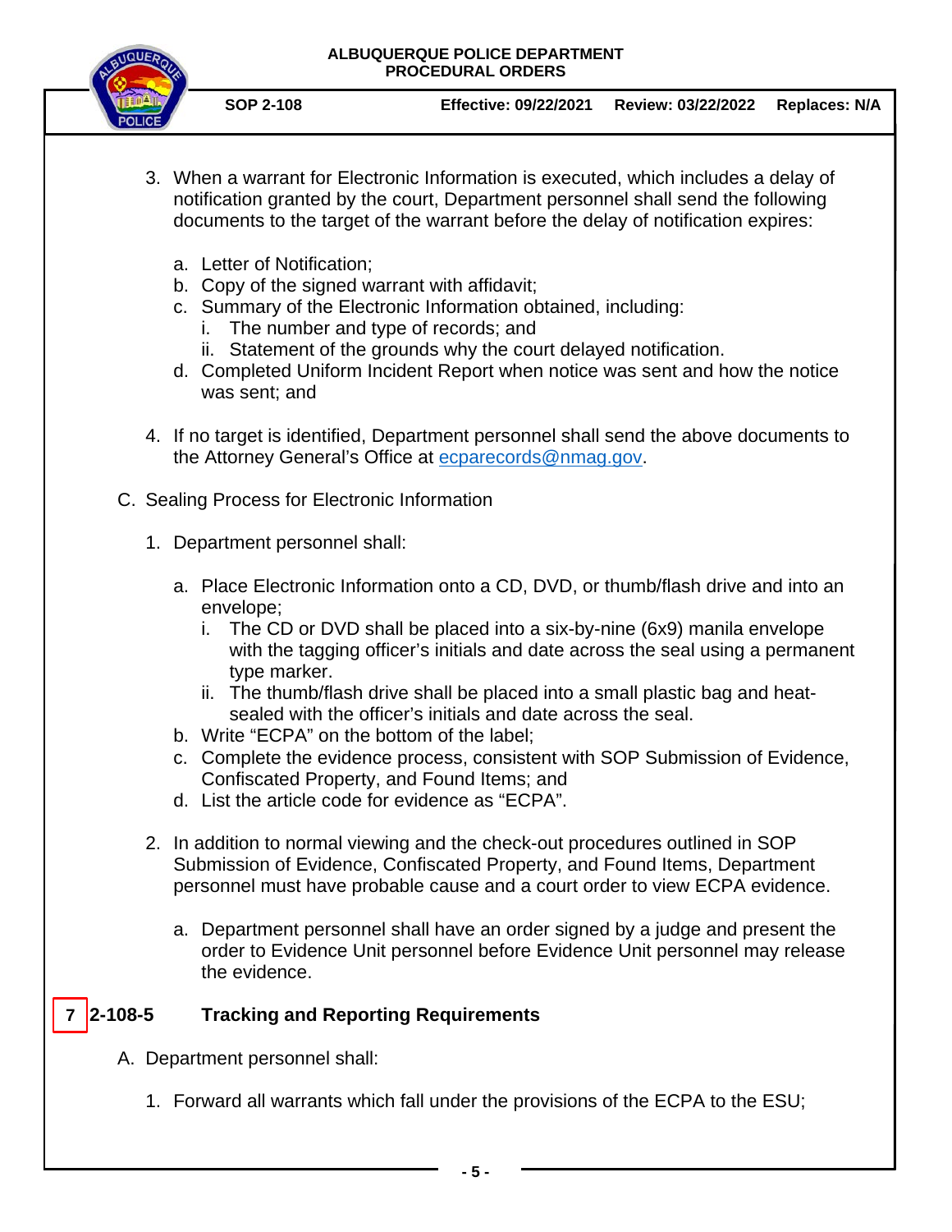3. When a warrant for Electronic Information is executed, which includes a delay of notification granted by the court, Department personnel shall send the following documents to the target of the warrant before the delay of notification expires:

   a. Letter of Notification;
   b. Copy of the signed warrant with affidavit;
   c. Summary of the Electronic Information obtained, including:
      i. The number and type of records; and
      ii. Statement of the grounds why the court delayed notification.
   d. Completed Uniform Incident Report when notice was sent and how the notice was sent; and

4. If no target is identified, Department personnel shall send the above documents to the Attorney General's Office at [ecparecords@nmag.gov](mailto:ecparecords@nmag.gov).

C. Sealing Process for Electronic Information

1. Department personnel shall:

   a. Place Electronic Information onto a CD, DVD, or thumb/flash drive and into an envelope;
      i. The CD or DVD shall be placed into a six-by-nine (6x9) manila envelope with the tagging officer's initials and date across the seal using a permanent type marker.
      ii. The thumb/flash drive shall be placed into a small plastic bag and heat-sealed with the officer's initials and date across the seal.
   b. Write "ECPA" on the bottom of the label;
   c. Complete the evidence process, consistent with SOP Submission of Evidence, Confiscated Property, and Found Items; and
   d. List the article code for evidence as "ECPA".

2. In addition to normal viewing and the check-out procedures outlined in SOP Submission of Evidence, Confiscated Property, and Found Items, Department personnel must have probable cause and a court order to view ECPA evidence.

   a. Department personnel shall have an order signed by a judge and present the order to Evidence Unit personnel before Evidence Unit personnel may release the evidence.

## 7 2-108-5 Tracking and Reporting Requirements

A. Department personnel shall:

1. Forward all warrants which fall under the provisions of the ECPA to the ESU;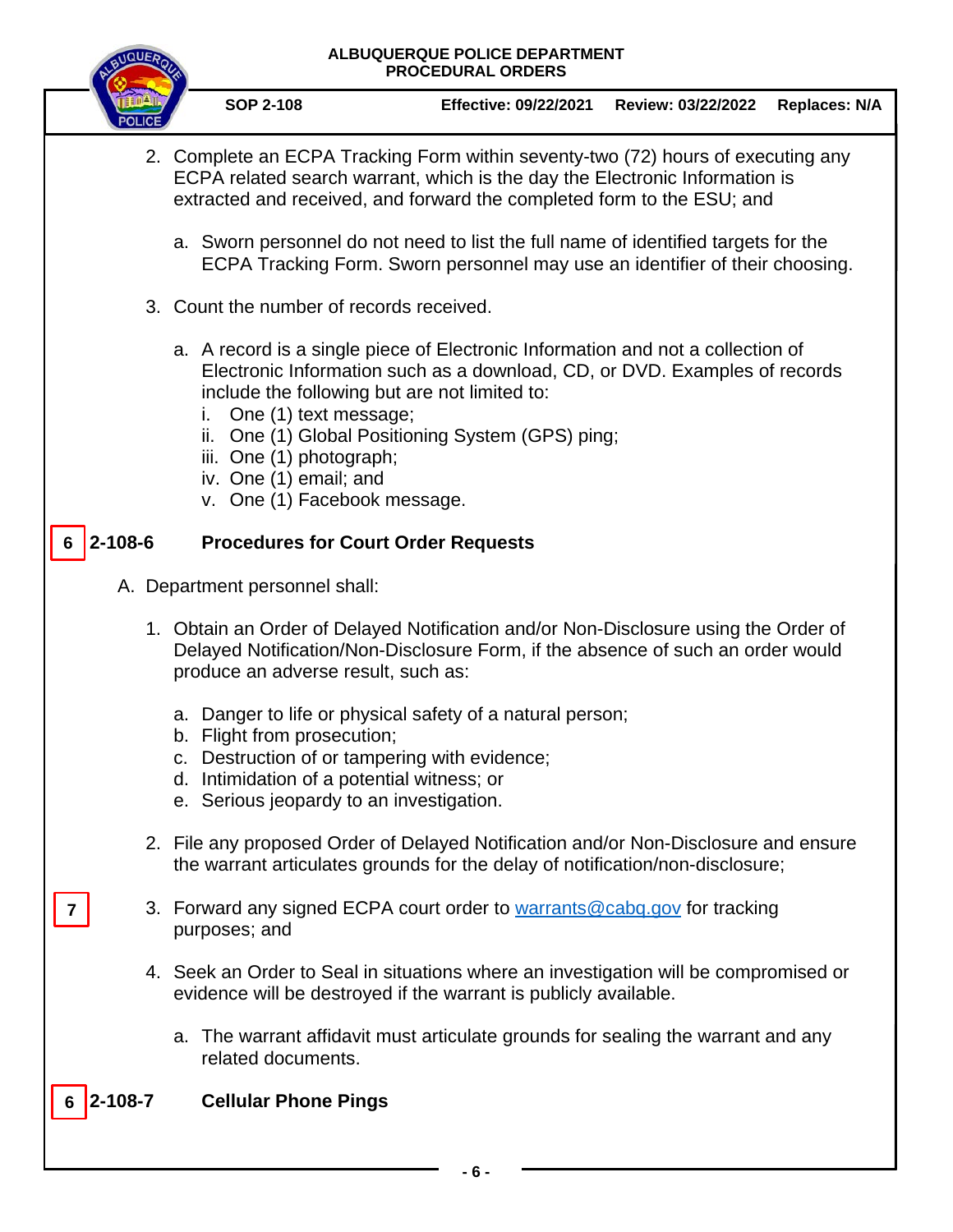2. Complete an ECPA Tracking Form within seventy-two (72) hours of executing any ECPA related search warrant, which is the day the Electronic Information is extracted and received, and forward the completed form to the ESU; and

   a. Sworn personnel do not need to list the full name of identified targets for the ECPA Tracking Form. Sworn personnel may use an identifier of their choosing.

3. Count the number of records received.

   a. A record is a single piece of Electronic Information and not a collection of Electronic Information such as a download, CD, or DVD. Examples of records include the following but are not limited to:
      i. One (1) text message;
      ii. One (1) Global Positioning System (GPS) ping;
      iii. One (1) photograph;
      iv. One (1) email; and
      v. One (1) Facebook message.

## 6 2-108-6 Procedures for Court Order Requests

A. Department personnel shall:

1. Obtain an Order of Delayed Notification and/or Non-Disclosure using the Order of Delayed Notification/Non-Disclosure Form, if the absence of such an order would produce an adverse result, such as:

   a. Danger to life or physical safety of a natural person;
   b. Flight from prosecution;
   c. Destruction of or tampering with evidence;
   d. Intimidation of a potential witness; or
   e. Serious jeopardy to an investigation.

2. File any proposed Order of Delayed Notification and/or Non-Disclosure and ensure the warrant articulates grounds for the delay of notification/non-disclosure;

7 3. Forward any signed ECPA court order to warrants@cabq.gov for tracking purposes; and

4. Seek an Order to Seal in situations where an investigation will be compromised or evidence will be destroyed if the warrant is publicly available.

   a. The warrant affidavit must articulate grounds for sealing the warrant and any related documents.

## 6 2-108-7 Cellular Phone Pings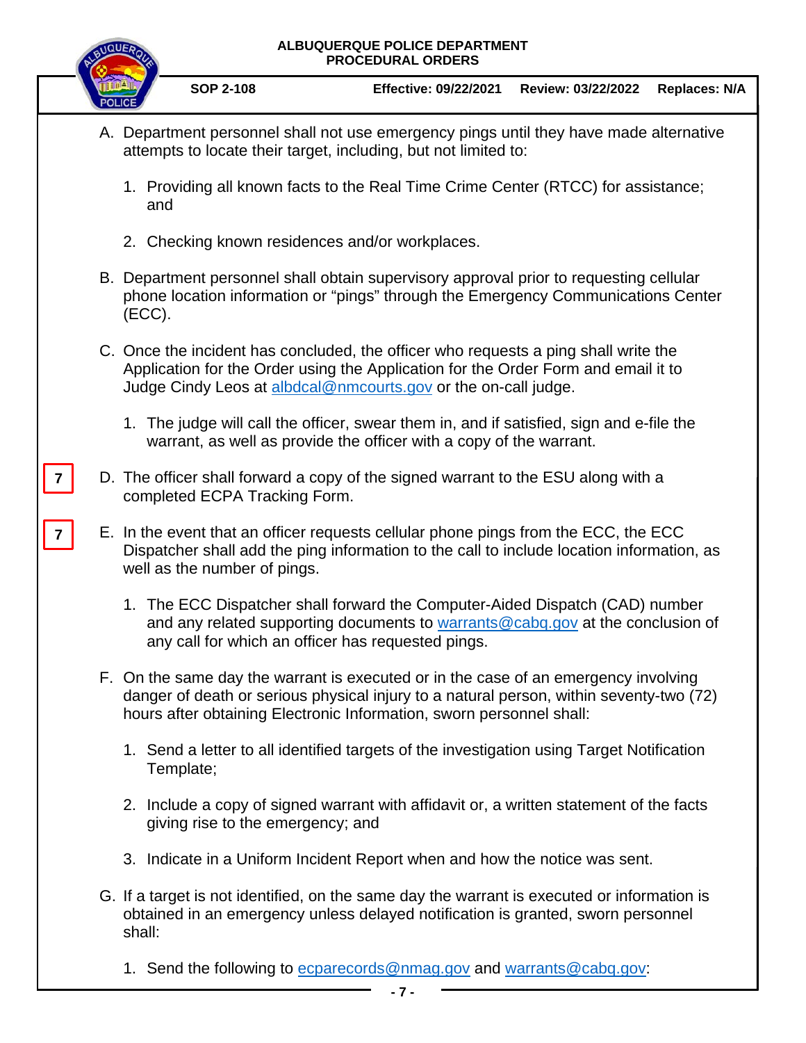A. Department personnel shall not use emergency pings until they have made alternative attempts to locate their target, including, but not limited to:

   1. Providing all known facts to the Real Time Crime Center (RTCC) for assistance; and

   2. Checking known residences and/or workplaces.

B. Department personnel shall obtain supervisory approval prior to requesting cellular phone location information or "pings" through the Emergency Communications Center (ECC).

C. Once the incident has concluded, the officer who requests a ping shall write the Application for the Order using the Application for the Order Form and email it to Judge Cindy Leos at albdcal@nmcourts.gov or the on-call judge.

   1. The judge will call the officer, swear them in, and if satisfied, sign and e-file the warrant, as well as provide the officer with a copy of the warrant.

7 D. The officer shall forward a copy of the signed warrant to the ESU along with a completed ECPA Tracking Form.

7 E. In the event that an officer requests cellular phone pings from the ECC, the ECC Dispatcher shall add the ping information to the call to include location information, as well as the number of pings.

   1. The ECC Dispatcher shall forward the Computer-Aided Dispatch (CAD) number and any related supporting documents to warrants@cabq.gov at the conclusion of any call for which an officer has requested pings.

F. On the same day the warrant is executed or in the case of an emergency involving danger of death or serious physical injury to a natural person, within seventy-two (72) hours after obtaining Electronic Information, sworn personnel shall:

   1. Send a letter to all identified targets of the investigation using Target Notification Template;

   2. Include a copy of signed warrant with affidavit or, a written statement of the facts giving rise to the emergency; and

   3. Indicate in a Uniform Incident Report when and how the notice was sent.

G. If a target is not identified, on the same day the warrant is executed or information is obtained in an emergency unless delayed notification is granted, sworn personnel shall:

   1. Send the following to ecparecords@nmag.gov and warrants@cabq.gov: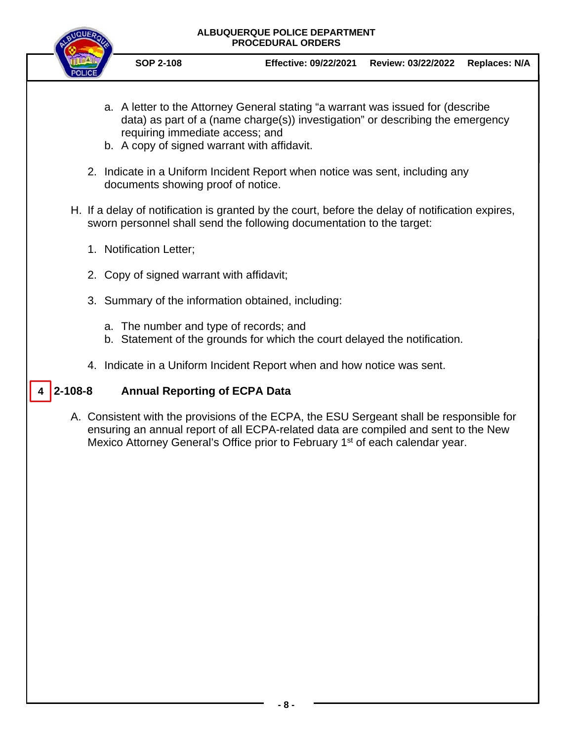a. A letter to the Attorney General stating “a warrant was issued for (describe data) as part of a (name charge(s)) investigation” or describing the emergency requiring immediate access; and
b. A copy of signed warrant with affidavit.

2. Indicate in a Uniform Incident Report when notice was sent, including any documents showing proof of notice.

H. If a delay of notification is granted by the court, before the delay of notification expires, sworn personnel shall send the following documentation to the target:

1. Notification Letter;

2. Copy of signed warrant with affidavit;

3. Summary of the information obtained, including:

   a. The number and type of records; and
   b. Statement of the grounds for which the court delayed the notification.

4. Indicate in a Uniform Incident Report when and how notice was sent.

## 4 2-108-8 Annual Reporting of ECPA Data

A. Consistent with the provisions of the ECPA, the ESU Sergeant shall be responsible for ensuring an annual report of all ECPA-related data are compiled and sent to the New Mexico Attorney General’s Office prior to February 1st of each calendar year.